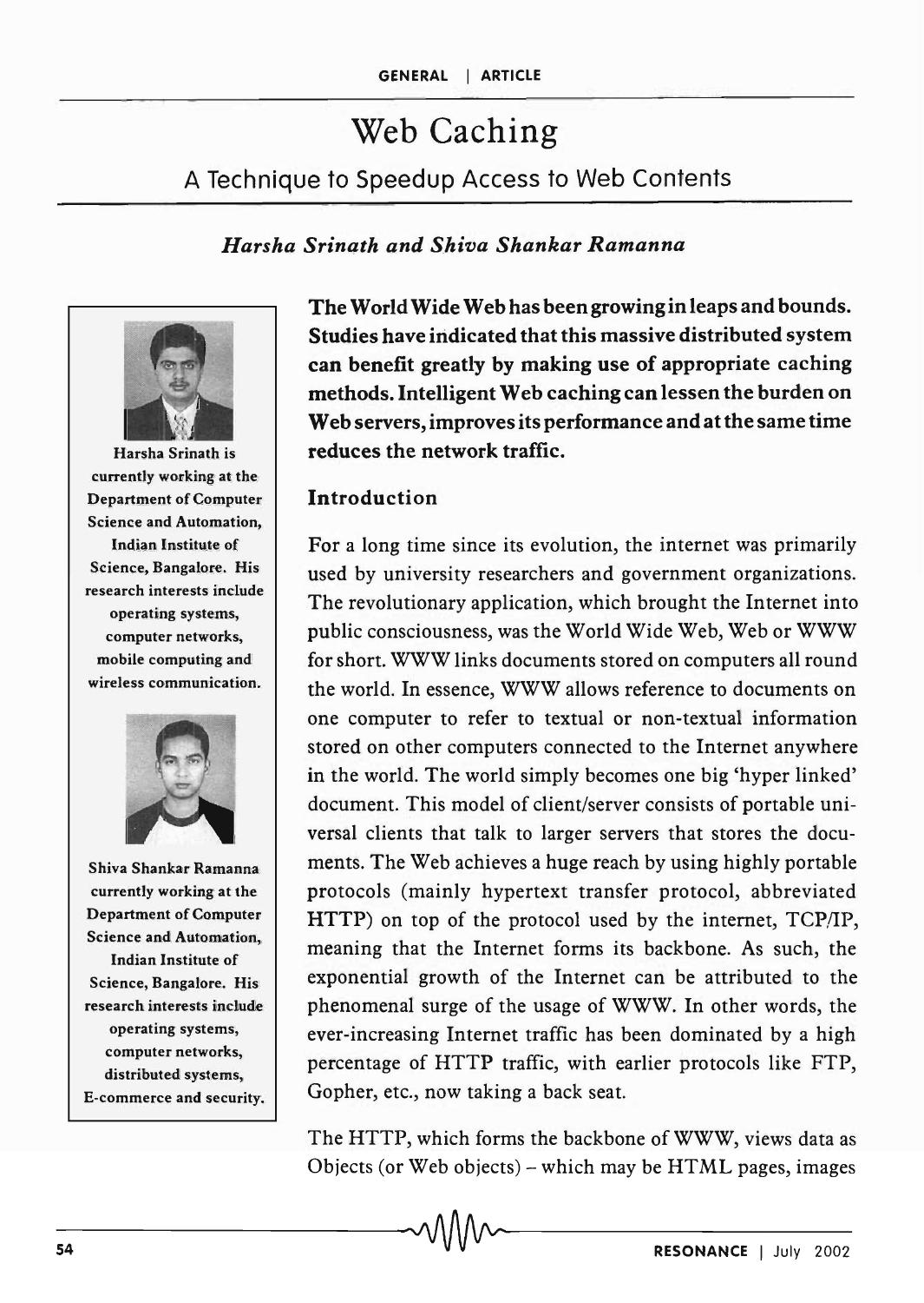# Web Caching

## A Technique to Speedup Access to Web Contents

*Harsha Srinath and Shiva Shankar Ramanna*

Harsha Srinath is currently working at the Department of Computer Science and Automation, Indian Institute of Science, Bangalore. His research interests include operating systems, computer networks, mobile computing and wireless communication.

Shiva Shankar Ramanna currently working at the Department of Computer Science and Automation, Indian Institute of Science, Bangalore. His research interests include operating systems, computer networks, distributed systems, E-commerce and security.

**The World Wide Web has been growing in leaps and bounds. Studies have indicated that this massive distributed system can benefit greatly by making use of appropriate caching methods. Intelligent Web caching can lessen the burden on Web servers, improves its performance and at the same time reduces the network traffic.**

### Introduction

For a long time since its evolution, the internet was primarily used by university researchers and government organizations. The revolutionary application, which brought the Internet into public consciousness, was the World Wide Web, Web or WWW for short. WWW links documents stored on computers all round the world. In essence, WWW allows reference to documents on one computer to refer to textual or non-textual information stored on other computers connected to the Internet anywhere in the world. The world simply becomes one big 'hyper linked' document. This model of client/server consists of portable universal clients that talk to larger servers that stores the documents. The Web achieves a huge reach by using highly portable protocols (mainly hypertext transfer protocol, abbreviated HTTP) on top of the protocol used by the internet, TCP/IP, meaning that the Internet forms its backbone. As such, the exponential growth of the Internet can be attributed to the phenomenal surge of the usage of WWW. In other words, the ever-increasing Internet traffic has been dominated by a high percentage of HTTP traffic, with earlier protocols like FTP, Gopher, etc., now taking a back seat.

The HTTP, which forms the backbone of WWW, views data as Objects (or Web objects) – which may be HTML pages, images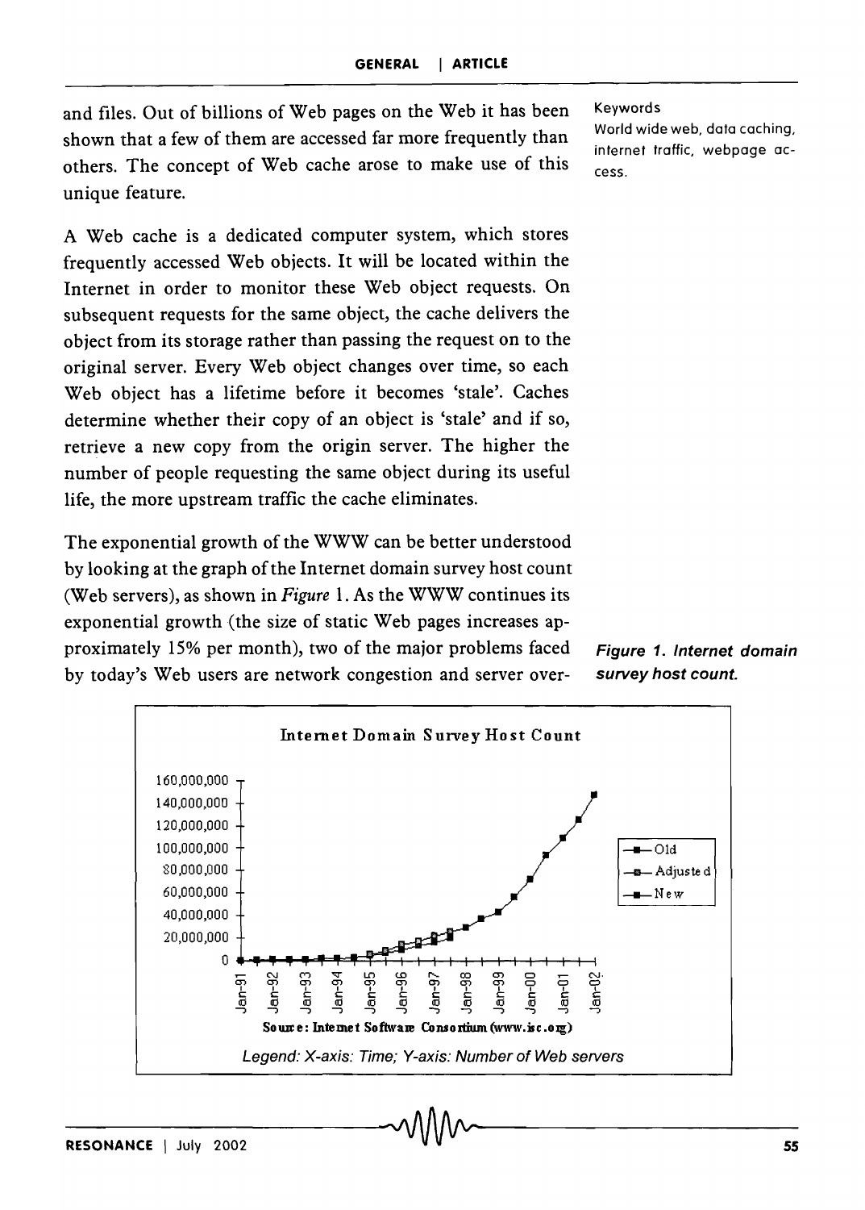and files. Out of billions of Web pages on the Web it has been shown that a few of them are accessed far more frequently than others. The concept of Web cache arose to make use of this unique feature.

Keywords

World wide web, data caching, internet traffic, webpage access.

A Web cache is a dedicated computer system, which stores frequently accessed Web objects. It will be located within the Internet in order to monitor these Web object requests. On subsequent requests for the same object, the cache delivers the object from its storage rather than passing the request on to the original server. Every Web object changes over time, so each Web object has a lifetime before it becomes 'stale'. Caches determine whether their copy of an object is 'stale' and if so, retrieve a new copy from the origin server. The higher the number of people requesting the same object during its useful life, the more upstream traffic the cache eliminates.

The exponential growth of the WWW can be better understood by looking at the graph of the Internet domain survey host count (Web servers), as shown in *Figure* 1. As the WWW continues its exponential growth (the size of static Web pages increases approximately 15% per month), two of the major problems faced by today's Web users are network congestion and server over-

**Figure 1. Internet domain survey host count.**

Internet Domain Survey Host Count

Source: Internet Software Consortium (www.isc.org)

*Legend: X-axis: Time; Y-axis: Number of Web servers*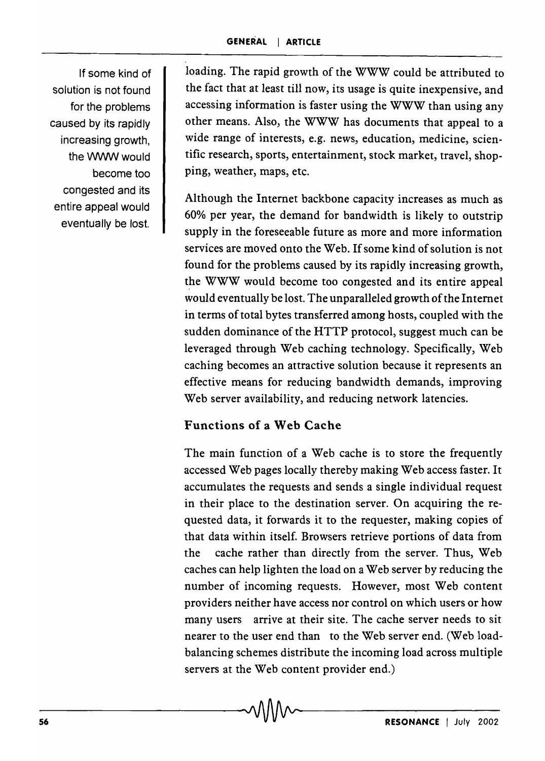If some kind of solution is not found for the problems caused by its rapidly increasing growth, the WWW would become too congested and its entire appeal would eventually be lost.

loading. The rapid growth of the WWW could be attributed to the fact that at least till now, its usage is quite inexpensive, and accessing information is faster using the WWW than using any other means. Also, the WWW has documents that appeal to a wide range of interests, e.g. news, education, medicine, scientific research, sports, entertainment, stock market, travel, shopping, weather, maps, etc.

Although the Internet backbone capacity increases as much as 60% per year, the demand for bandwidth is likely to outstrip supply in the foreseeable future as more and more information services are moved onto the Web. If some kind of solution is not found for the problems caused by its rapidly increasing growth, the WWW would become too congested and its entire appeal would eventually be lost. The unparalleled growth of the Internet in terms of total bytes transferred among hosts, coupled with the sudden dominance of the HTTP protocol, suggest much can be leveraged through Web caching technology. Specifically, Web caching becomes an attractive solution because it represents an effective means for reducing bandwidth demands, improving Web server availability, and reducing network latencies.

### Functions of a Web Cache

The main function of a Web cache is to store the frequently accessed Web pages locally thereby making Web access faster. It accumulates the requests and sends a single individual request in their place to the destination server. On acquiring the requested data, it forwards it to the requester, making copies of that data within itself. Browsers retrieve portions of data from the cache rather than directly from the server. Thus, Web caches can help lighten the load on a Web server by reducing the number of incoming requests. However, most Web content providers neither have access nor control on which users or how many users arrive at their site. The cache server needs to sit nearer to the user end than to the Web server end. (Web load-balancing schemes distribute the incoming load across multiple servers at the Web content provider end.)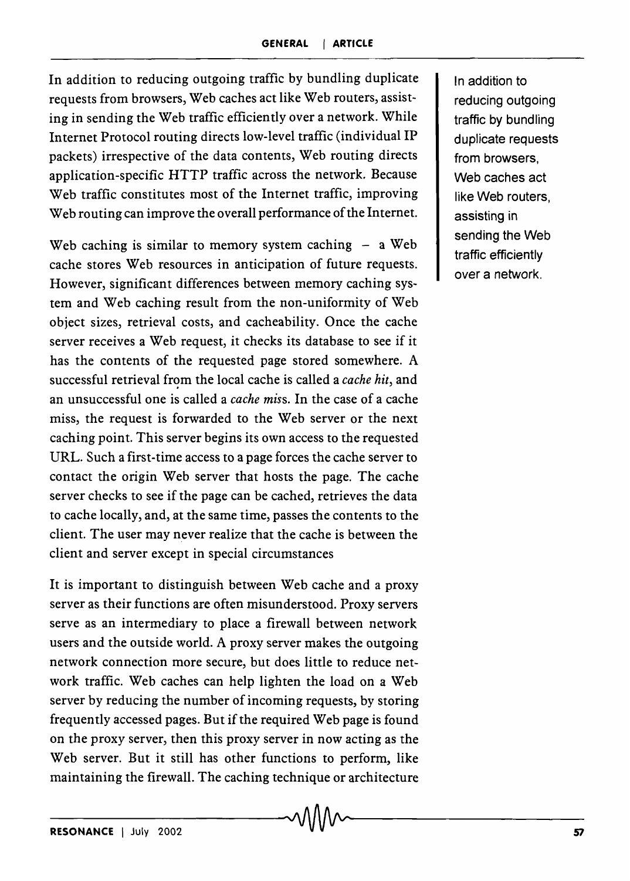In addition to reducing outgoing traffic by bundling duplicate requests from browsers, Web caches act like Web routers, assisting in sending the Web traffic efficiently over a network. While Internet Protocol routing directs low-level traffic (individual IP packets) irrespective of the data contents, Web routing directs application-specific HTTP traffic across the network. Because Web traffic constitutes most of the Internet traffic, improving Web routing can improve the overall performance of the Internet.

In addition to reducing outgoing traffic by bundling duplicate requests from browsers, Web caches act like Web routers, assisting in sending the Web traffic efficiently over a network.

Web caching is similar to memory system caching – a Web cache stores Web resources in anticipation of future requests. However, significant differences between memory caching system and Web caching result from the non-uniformity of Web object sizes, retrieval costs, and cacheability. Once the cache server receives a Web request, it checks its database to see if it has the contents of the requested page stored somewhere. A successful retrieval from the local cache is called a *cache hit*, and an unsuccessful one is called a *cache miss*. In the case of a cache miss, the request is forwarded to the Web server or the next caching point. This server begins its own access to the requested URL. Such a first-time access to a page forces the cache server to contact the origin Web server that hosts the page. The cache server checks to see if the page can be cached, retrieves the data to cache locally, and, at the same time, passes the contents to the client. The user may never realize that the cache is between the client and server except in special circumstances

It is important to distinguish between Web cache and a proxy server as their functions are often misunderstood. Proxy servers serve as an intermediary to place a firewall between network users and the outside world. A proxy server makes the outgoing network connection more secure, but does little to reduce network traffic. Web caches can help lighten the load on a Web server by reducing the number of incoming requests, by storing frequently accessed pages. But if the required Web page is found on the proxy server, then this proxy server in now acting as the Web server. But it still has other functions to perform, like maintaining the firewall. The caching technique or architecture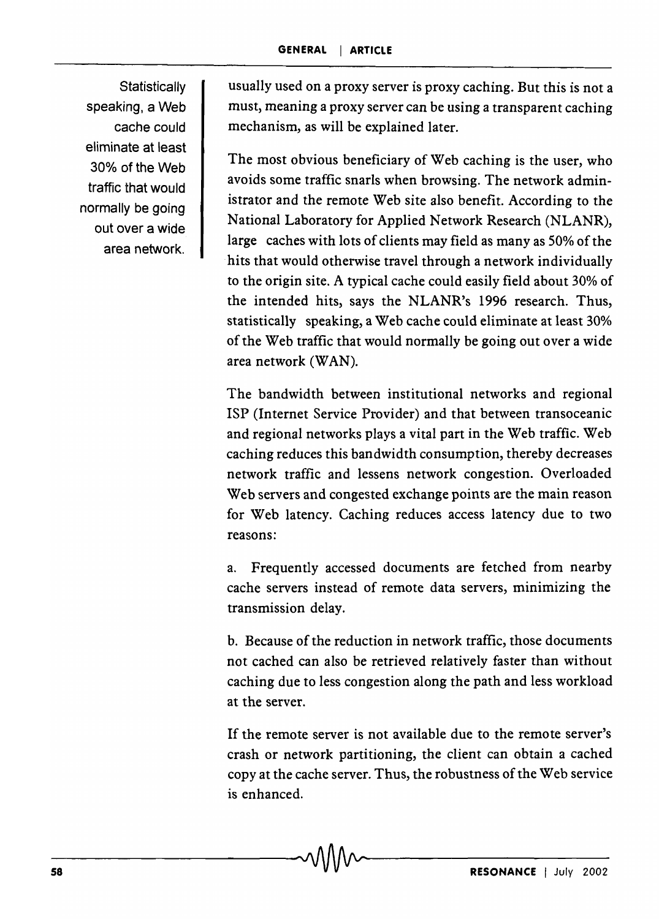Statistically speaking, a Web cache could eliminate at least 30% of the Web traffic that would normally be going out over a wide area network.

usually used on a proxy server is proxy caching. But this is not a must, meaning a proxy server can be using a transparent caching mechanism, as will be explained later.

The most obvious beneficiary of Web caching is the user, who avoids some traffic snarls when browsing. The network administrator and the remote Web site also benefit. According to the National Laboratory for Applied Network Research (NLANR), large caches with lots of clients may field as many as 50% of the hits that would otherwise travel through a network individually to the origin site. A typical cache could easily field about 30% of the intended hits, says the NLANR's 1996 research. Thus, statistically speaking, a Web cache could eliminate at least 30% of the Web traffic that would normally be going out over a wide area network (WAN).

The bandwidth between institutional networks and regional ISP (Internet Service Provider) and that between transoceanic and regional networks plays a vital part in the Web traffic. Web caching reduces this bandwidth consumption, thereby decreases network traffic and lessens network congestion. Overloaded Web servers and congested exchange points are the main reason for Web latency. Caching reduces access latency due to two reasons:

a. Frequently accessed documents are fetched from nearby cache servers instead of remote data servers, minimizing the transmission delay.

b. Because of the reduction in network traffic, those documents not cached can also be retrieved relatively faster than without caching due to less congestion along the path and less workload at the server.

If the remote server is not available due to the remote server's crash or network partitioning, the client can obtain a cached copy at the cache server. Thus, the robustness of the Web service is enhanced.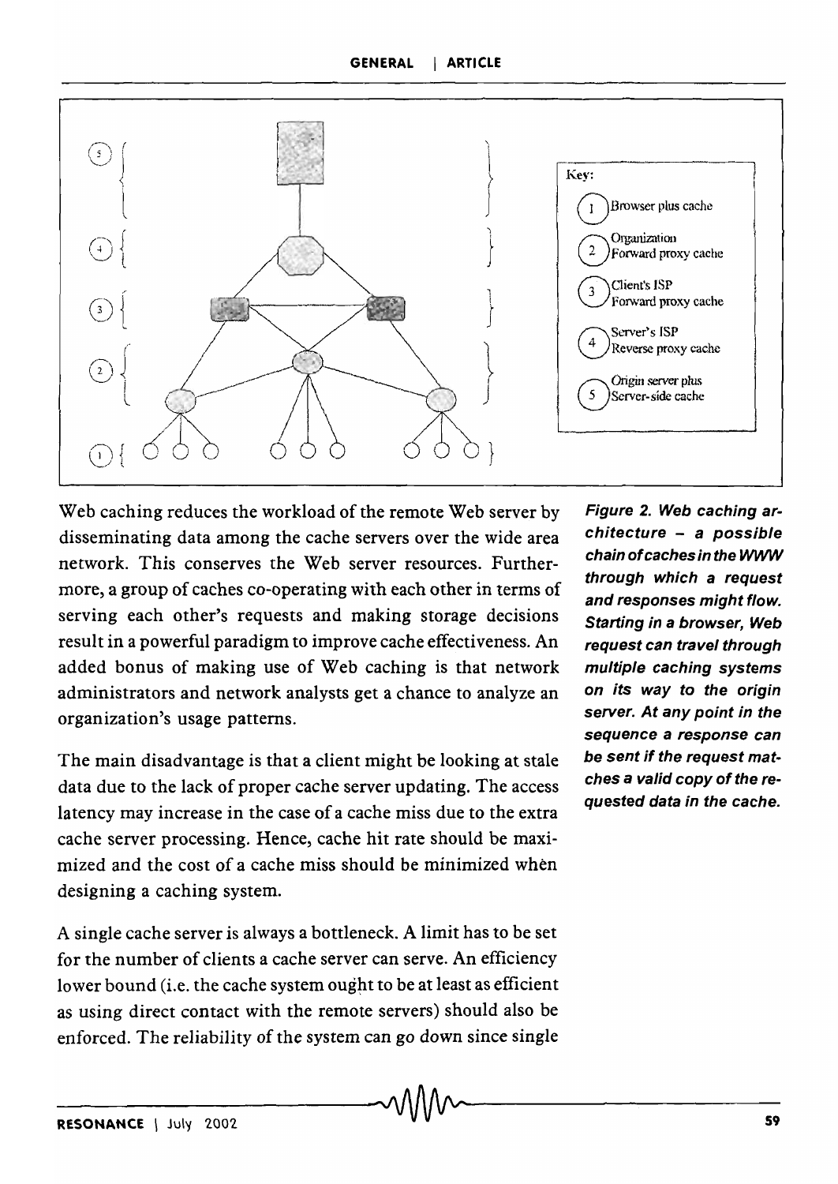Figure 2. Web caching architecture – a possible chain of caches in the WWW through which a request and responses might flow. Starting in a browser, Web request can travel through multiple caching systems on its way to the origin server. At any point in the sequence a response can be sent if the request matches a valid copy of the requested data in the cache.

Web caching reduces the workload of the remote Web server by disseminating data among the cache servers over the wide area network. This conserves the Web server resources. Furthermore, a group of caches co-operating with each other in terms of serving each other's requests and making storage decisions result in a powerful paradigm to improve cache effectiveness. An added bonus of making use of Web caching is that network administrators and network analysts get a chance to analyze an organization's usage patterns.

The main disadvantage is that a client might be looking at stale data due to the lack of proper cache server updating. The access latency may increase in the case of a cache miss due to the extra cache server processing. Hence, cache hit rate should be maximized and the cost of a cache miss should be minimized when designing a caching system.

A single cache server is always a bottleneck. A limit has to be set for the number of clients a cache server can serve. An efficiency lower bound (i.e. the cache system ought to be at least as efficient as using direct contact with the remote servers) should also be enforced. The reliability of the system can go down since single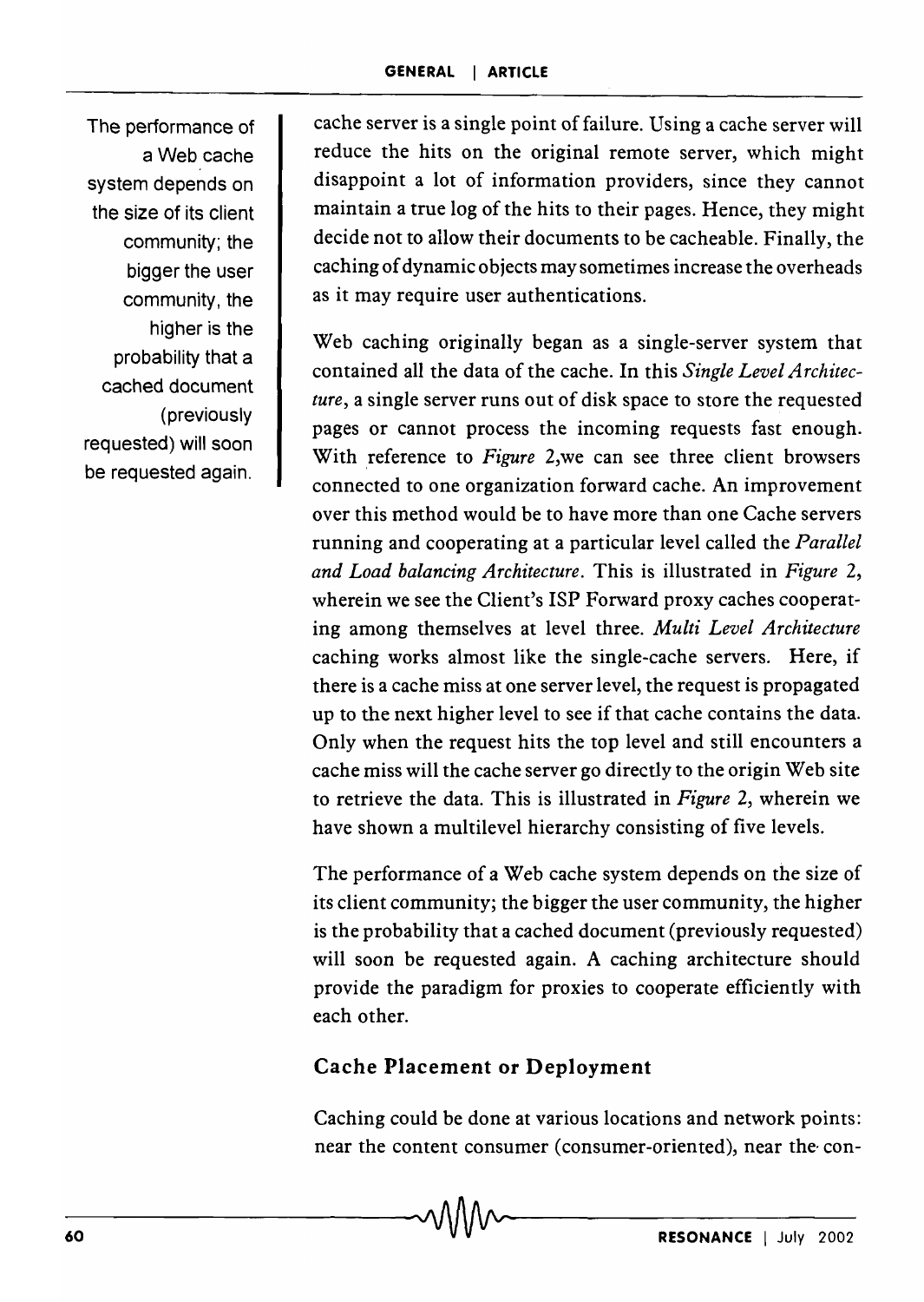The performance of a Web cache system depends on the size of its client community; the bigger the user community, the higher is the probability that a cached document (previously requested) will soon be requested again.

cache server is a single point of failure. Using a cache server will reduce the hits on the original remote server, which might disappoint a lot of information providers, since they cannot maintain a true log of the hits to their pages. Hence, they might decide not to allow their documents to be cacheable. Finally, the caching of dynamic objects may sometimes increase the overheads as it may require user authentications.

Web caching originally began as a single-server system that contained all the data of the cache. In this *Single Level Architecture*, a single server runs out of disk space to store the requested pages or cannot process the incoming requests fast enough. With reference to *Figure* 2,we can see three client browsers connected to one organization forward cache. An improvement over this method would be to have more than one Cache servers running and cooperating at a particular level called the *Parallel and Load balancing Architecture*. This is illustrated in *Figure* 2, wherein we see the Client's ISP Forward proxy caches cooperating among themselves at level three. *Multi Level Architecture* caching works almost like the single-cache servers. Here, if there is a cache miss at one server level, the request is propagated up to the next higher level to see if that cache contains the data. Only when the request hits the top level and still encounters a cache miss will the cache server go directly to the origin Web site to retrieve the data. This is illustrated in *Figure* 2, wherein we have shown a multilevel hierarchy consisting of five levels.

The performance of a Web cache system depends on the size of its client community; the bigger the user community, the higher is the probability that a cached document (previously requested) will soon be requested again. A caching architecture should provide the paradigm for proxies to cooperate efficiently with each other.

## Cache Placement or Deployment

Caching could be done at various locations and network points: near the content consumer (consumer-oriented), near the con-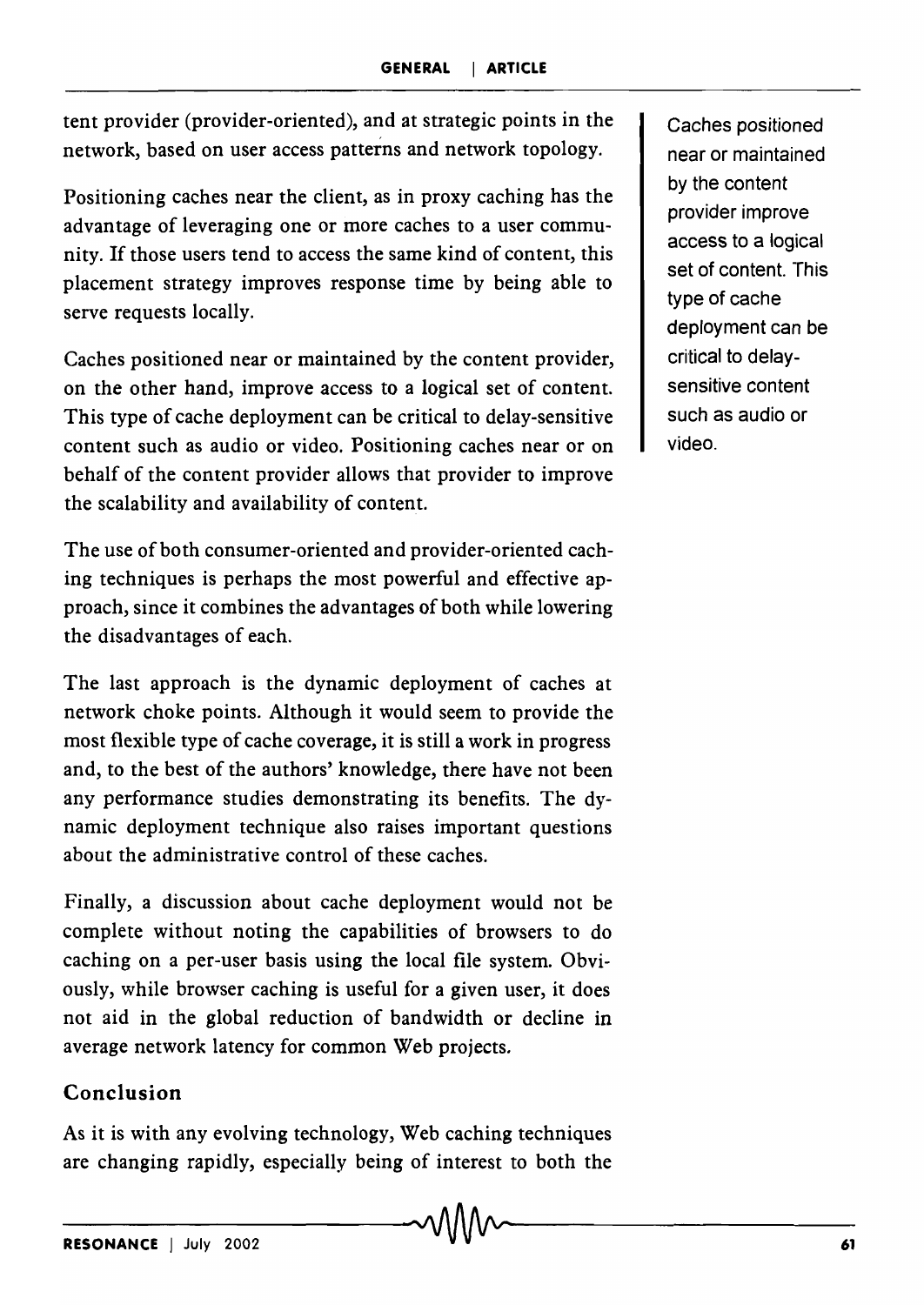tent provider (provider-oriented), and at strategic points in the network, based on user access patterns and network topology.

Positioning caches near the client, as in proxy caching has the advantage of leveraging one or more caches to a user community. If those users tend to access the same kind of content, this placement strategy improves response time by being able to serve requests locally.

Caches positioned near or maintained by the content provider, on the other hand, improve access to a logical set of content. This type of cache deployment can be critical to delay-sensitive content such as audio or video. Positioning caches near or on behalf of the content provider allows that provider to improve the scalability and availability of content.

The use of both consumer-oriented and provider-oriented caching techniques is perhaps the most powerful and effective approach, since it combines the advantages of both while lowering the disadvantages of each.

The last approach is the dynamic deployment of caches at network choke points. Although it would seem to provide the most flexible type of cache coverage, it is still a work in progress and, to the best of the authors' knowledge, there have not been any performance studies demonstrating its benefits. The dynamic deployment technique also raises important questions about the administrative control of these caches.

Finally, a discussion about cache deployment would not be complete without noting the capabilities of browsers to do caching on a per-user basis using the local file system. Obviously, while browser caching is useful for a given user, it does not aid in the global reduction of bandwidth or decline in average network latency for common Web projects.

> Caches positioned near or maintained by the content provider improve access to a logical set of content. This type of cache deployment can be critical to delay-sensitive content such as audio or video.

## Conclusion

As it is with any evolving technology, Web caching techniques are changing rapidly, especially being of interest to both the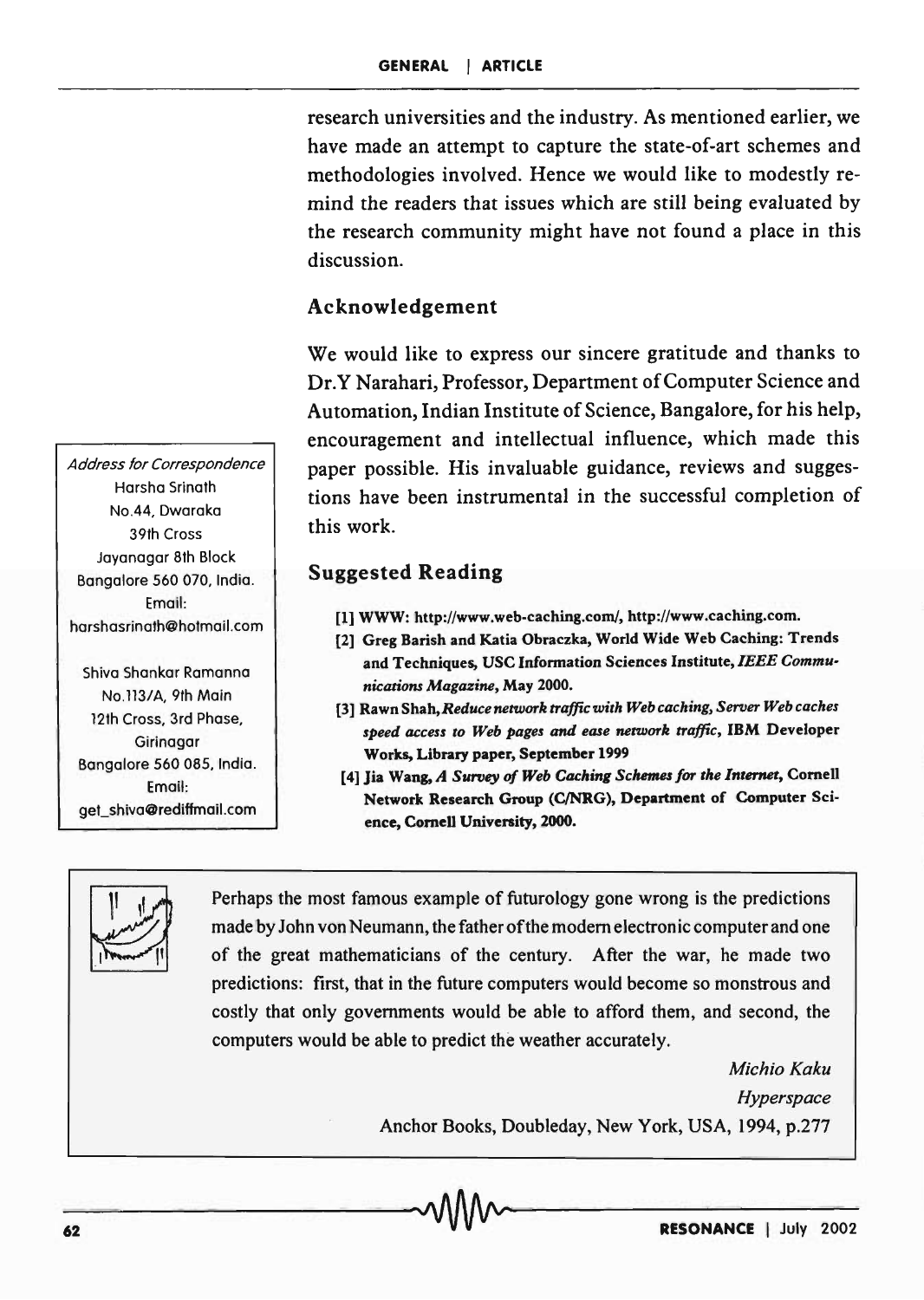research universities and the industry. As mentioned earlier, we have made an attempt to capture the state-of-art schemes and methodologies involved. Hence we would like to modestly remind the readers that issues which are still being evaluated by the research community might have not found a place in this discussion.

## Acknowledgement

We would like to express our sincere gratitude and thanks to Dr.Y Narahari, Professor, Department of Computer Science and Automation, Indian Institute of Science, Bangalore, for his help, encouragement and intellectual influence, which made this paper possible. His invaluable guidance, reviews and suggestions have been instrumental in the successful completion of this work.

## Suggested Reading

[1] **WWW: http://www.web-caching.com/, http://www.caching.com.**

[2] **Greg Barish and Katia Obraczka, World Wide Web Caching: Trends and Techniques, USC Information Sciences Institute, *IEEE Communications Magazine*, May 2000.**

[3] **Rawn Shah, *Reduce network traffic with Web caching, Server Web caches speed access to Web pages and ease network traffic*, IBM Developer Works, Library paper, September 1999**

[4] **Jia Wang, *A Survey of Web Caching Schemes for the Internet*, Cornell Network Research Group (C/NRG), Department of Computer Science, Cornell University, 2000.**

*Address for Correspondence*
Harsha Srinath
No.44, Dwaraka
39th Cross
Jayanagar 8th Block
Bangalore 560 070, India.
Email: harshasrinath@hotmail.com

Shiva Shankar Ramanna
No.113/A, 9th Main
12th Cross, 3rd Phase,
Girinagar
Bangalore 560 085, India.
Email: get_shiva@rediffmail.com

---

Perhaps the most famous example of futurology gone wrong is the predictions made by John von Neumann, the father of the modern electronic computer and one of the great mathematicians of the century. After the war, he made two predictions: first, that in the future computers would become so monstrous and costly that only governments would be able to afford them, and second, the computers would be able to predict the weather accurately.

*Michio Kaku*
*Hyperspace*
Anchor Books, Doubleday, New York, USA, 1994, p.277